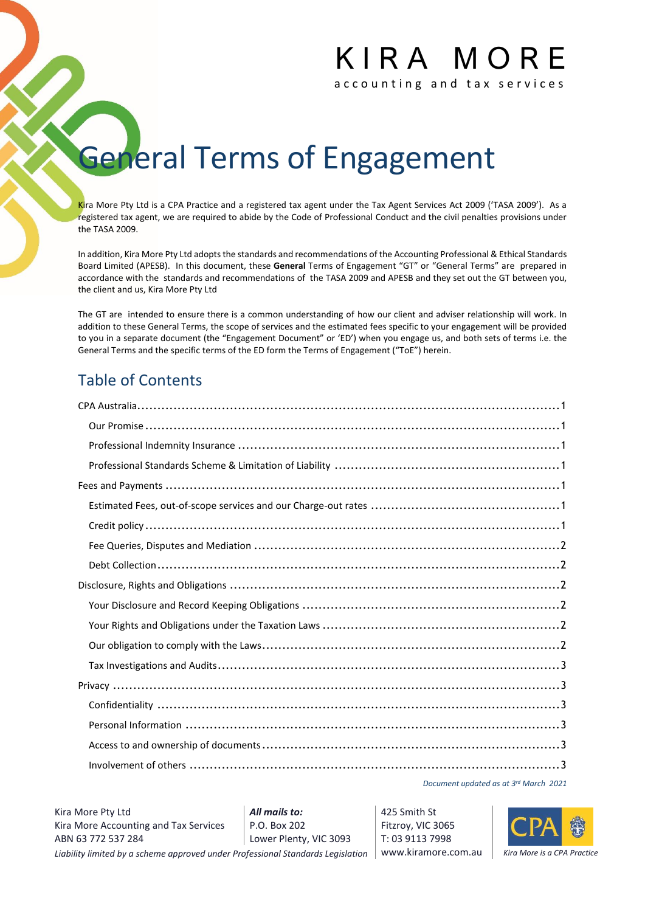# KIRA MORE

accounting and tax services

# General Terms of Engagement

Kira More Pty Ltd is a CPA Practice and a registered tax agent under the Tax Agent Services Act 2009 ('TASA 2009'). As a registered tax agent, we are required to abide by the Code of Professional Conduct and the civil penalties provisions under the TASA 2009.

In addition, Kira More Pty Ltd adopts the standards and recommendations of the Accounting Professional & Ethical Standards Board Limited (APESB). In this document, these **General** Terms of Engagement "GT" or "General Terms" are prepared in accordance with the standards and recommendations of the TASA 2009 and APESB and they set out the GT between you, the client and us, Kira More Pty Ltd

The GT are intended to ensure there is a common understanding of how our client and adviser relationship will work. In addition to these General Terms, the scope of services and the estimated fees specific to your engagement will be provided to you in a separate document (the "Engagement Document" or 'ED') when you engage us, and both sets of terms i.e. the General Terms and the specific terms of the ED form the Terms of Engagement ("ToE") herein.

## Table of Contents

- CPA Australia ..... 1
  - Our Promise ..... 1
  - Professional Indemnity Insurance ..... 1
  - Professional Standards Scheme & Limitation of Liability ..... 1
- Fees and Payments ..... 1
  - Estimated Fees, out-of-scope services and our Charge-out rates ..... 1
  - Credit policy ..... 1
  - Fee Queries, Disputes and Mediation ..... 2
  - Debt Collection ..... 2
- Disclosure, Rights and Obligations ..... 2
  - Your Disclosure and Record Keeping Obligations ..... 2
  - Your Rights and Obligations under the Taxation Laws ..... 2
  - Our obligation to comply with the Laws ..... 2
  - Tax Investigations and Audits ..... 3
- Privacy ..... 3
  - Confidentiality ..... 3
  - Personal Information ..... 3
  - Access to and ownership of documents ..... 3
  - Involvement of others ..... 3

*Document updated as at 3rd March 2021*

Kira More Pty Ltd
Kira More Accounting and Tax Services
ABN 63 772 537 284

***All mails to:***
P.O. Box 202
Lower Plenty, VIC 3093

425 Smith St
Fitzroy, VIC 3065
T: 03 9113 7998
www.kiramore.com.au

*Liability limited by a scheme approved under Professional Standards Legislation*

*Kira More is a CPA Practice*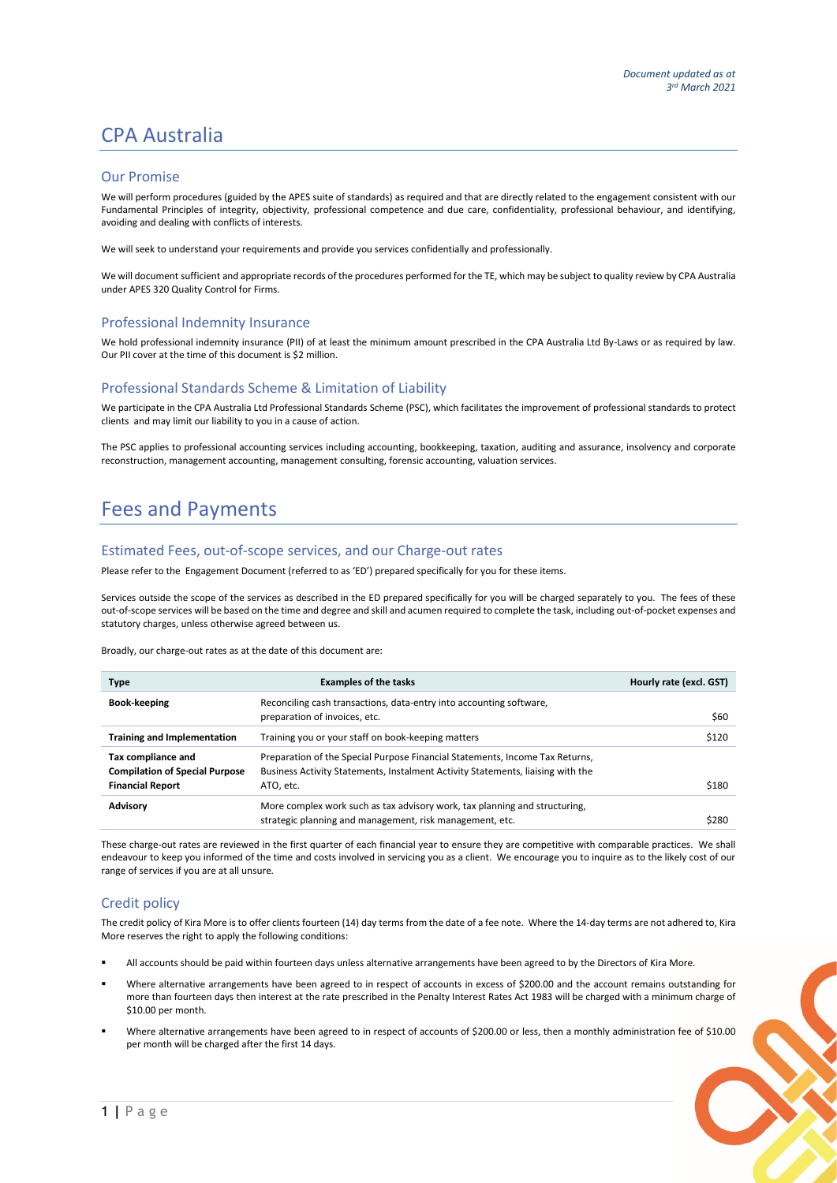*Document updated as at 3rd March 2021*

# CPA Australia

## Our Promise

We will perform procedures (guided by the APES suite of standards) as required and that are directly related to the engagement consistent with our Fundamental Principles of integrity, objectivity, professional competence and due care, confidentiality, professional behaviour, and identifying, avoiding and dealing with conflicts of interests.

We will seek to understand your requirements and provide you services confidentially and professionally.

We will document sufficient and appropriate records of the procedures performed for the TE, which may be subject to quality review by CPA Australia under APES 320 Quality Control for Firms.

## Professional Indemnity Insurance

We hold professional indemnity insurance (PII) of at least the minimum amount prescribed in the CPA Australia Ltd By-Laws or as required by law. Our PII cover at the time of this document is $2 million.

## Professional Standards Scheme & Limitation of Liability

We participate in the CPA Australia Ltd Professional Standards Scheme (PSC), which facilitates the improvement of professional standards to protect clients and may limit our liability to you in a cause of action.

The PSC applies to professional accounting services including accounting, bookkeeping, taxation, auditing and assurance, insolvency and corporate reconstruction, management accounting, management consulting, forensic accounting, valuation services.

# Fees and Payments

## Estimated Fees, out-of-scope services, and our Charge-out rates

Please refer to the Engagement Document (referred to as 'ED') prepared specifically for you for these items.

Services outside the scope of the services as described in the ED prepared specifically for you will be charged separately to you. The fees of these out-of-scope services will be based on the time and degree and skill and acumen required to complete the task, including out-of-pocket expenses and statutory charges, unless otherwise agreed between us.

Broadly, our charge-out rates as at the date of this document are:

| Type | Examples of the tasks | Hourly rate (excl. GST) |
|---|---|---|
| **Book-keeping** | Reconciling cash transactions, data-entry into accounting software, preparation of invoices, etc. | $60 |
| **Training and Implementation** | Training you or your staff on book-keeping matters | $120 |
| **Tax compliance and Compilation of Special Purpose Financial Report** | Preparation of the Special Purpose Financial Statements, Income Tax Returns, Business Activity Statements, Instalment Activity Statements, liaising with the ATO, etc. | $180 |
| **Advisory** | More complex work such as tax advisory work, tax planning and structuring, strategic planning and management, risk management, etc. | $280 |

These charge-out rates are reviewed in the first quarter of each financial year to ensure they are competitive with comparable practices. We shall endeavour to keep you informed of the time and costs involved in servicing you as a client. We encourage you to inquire as to the likely cost of our range of services if you are at all unsure.

## Credit policy

The credit policy of Kira More is to offer clients fourteen (14) day terms from the date of a fee note. Where the 14-day terms are not adhered to, Kira More reserves the right to apply the following conditions:

- All accounts should be paid within fourteen days unless alternative arrangements have been agreed to by the Directors of Kira More.
- Where alternative arrangements have been agreed to in respect of accounts in excess of $200.00 and the account remains outstanding for more than fourteen days then interest at the rate prescribed in the Penalty Interest Rates Act 1983 will be charged with a minimum charge of $10.00 per month.
- Where alternative arrangements have been agreed to in respect of accounts of $200.00 or less, then a monthly administration fee of $10.00 per month will be charged after the first 14 days.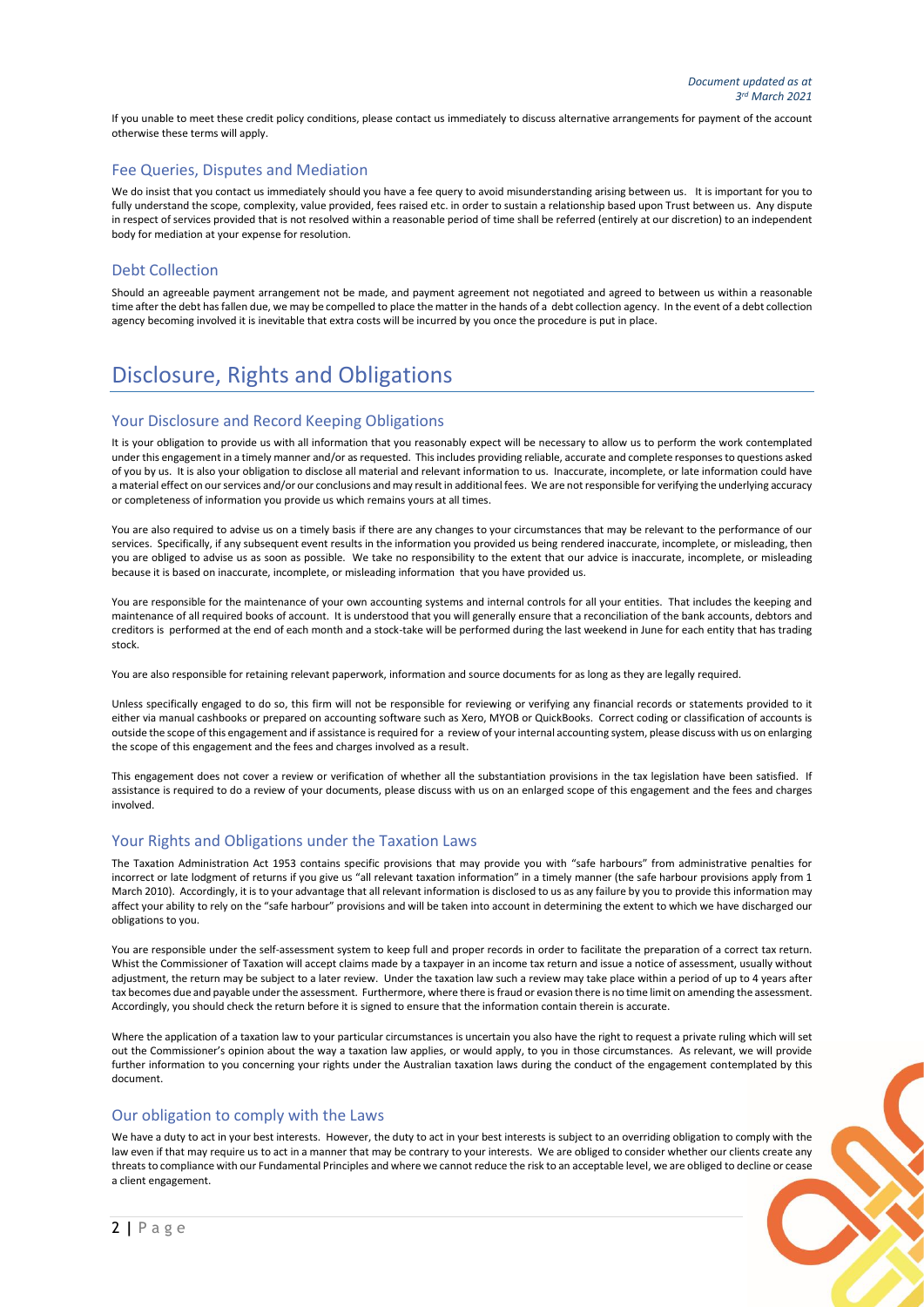If you unable to meet these credit policy conditions, please contact us immediately to discuss alternative arrangements for payment of the account otherwise these terms will apply.

### Fee Queries, Disputes and Mediation

We do insist that you contact us immediately should you have a fee query to avoid misunderstanding arising between us. It is important for you to fully understand the scope, complexity, value provided, fees raised etc. in order to sustain a relationship based upon Trust between us. Any dispute in respect of services provided that is not resolved within a reasonable period of time shall be referred (entirely at our discretion) to an independent body for mediation at your expense for resolution.

### Debt Collection

Should an agreeable payment arrangement not be made, and payment agreement not negotiated and agreed to between us within a reasonable time after the debt has fallen due, we may be compelled to place the matter in the hands of a debt collection agency. In the event of a debt collection agency becoming involved it is inevitable that extra costs will be incurred by you once the procedure is put in place.

## Disclosure, Rights and Obligations

### Your Disclosure and Record Keeping Obligations

It is your obligation to provide us with all information that you reasonably expect will be necessary to allow us to perform the work contemplated under this engagement in a timely manner and/or as requested. This includes providing reliable, accurate and complete responses to questions asked of you by us. It is also your obligation to disclose all material and relevant information to us. Inaccurate, incomplete, or late information could have a material effect on our services and/or our conclusions and may result in additional fees. We are not responsible for verifying the underlying accuracy or completeness of information you provide us which remains yours at all times.

You are also required to advise us on a timely basis if there are any changes to your circumstances that may be relevant to the performance of our services. Specifically, if any subsequent event results in the information you provided us being rendered inaccurate, incomplete, or misleading, then you are obliged to advise us as soon as possible. We take no responsibility to the extent that our advice is inaccurate, incomplete, or misleading because it is based on inaccurate, incomplete, or misleading information that you have provided us.

You are responsible for the maintenance of your own accounting systems and internal controls for all your entities. That includes the keeping and maintenance of all required books of account. It is understood that you will generally ensure that a reconciliation of the bank accounts, debtors and creditors is performed at the end of each month and a stock-take will be performed during the last weekend in June for each entity that has trading stock.

You are also responsible for retaining relevant paperwork, information and source documents for as long as they are legally required.

Unless specifically engaged to do so, this firm will not be responsible for reviewing or verifying any financial records or statements provided to it either via manual cashbooks or prepared on accounting software such as Xero, MYOB or QuickBooks. Correct coding or classification of accounts is outside the scope of this engagement and if assistance is required for a review of your internal accounting system, please discuss with us on enlarging the scope of this engagement and the fees and charges involved as a result.

This engagement does not cover a review or verification of whether all the substantiation provisions in the tax legislation have been satisfied. If assistance is required to do a review of your documents, please discuss with us on an enlarged scope of this engagement and the fees and charges involved.

### Your Rights and Obligations under the Taxation Laws

The Taxation Administration Act 1953 contains specific provisions that may provide you with "safe harbours" from administrative penalties for incorrect or late lodgment of returns if you give us "all relevant taxation information" in a timely manner (the safe harbour provisions apply from 1 March 2010). Accordingly, it is to your advantage that all relevant information is disclosed to us as any failure by you to provide this information may affect your ability to rely on the "safe harbour" provisions and will be taken into account in determining the extent to which we have discharged our obligations to you.

You are responsible under the self-assessment system to keep full and proper records in order to facilitate the preparation of a correct tax return. Whist the Commissioner of Taxation will accept claims made by a taxpayer in an income tax return and issue a notice of assessment, usually without adjustment, the return may be subject to a later review. Under the taxation law such a review may take place within a period of up to 4 years after tax becomes due and payable under the assessment. Furthermore, where there is fraud or evasion there is no time limit on amending the assessment. Accordingly, you should check the return before it is signed to ensure that the information contain therein is accurate.

Where the application of a taxation law to your particular circumstances is uncertain you also have the right to request a private ruling which will set out the Commissioner's opinion about the way a taxation law applies, or would apply, to you in those circumstances. As relevant, we will provide further information to you concerning your rights under the Australian taxation laws during the conduct of the engagement contemplated by this document.

### Our obligation to comply with the Laws

We have a duty to act in your best interests. However, the duty to act in your best interests is subject to an overriding obligation to comply with the law even if that may require us to act in a manner that may be contrary to your interests. We are obliged to consider whether our clients create any threats to compliance with our Fundamental Principles and where we cannot reduce the risk to an acceptable level, we are obliged to decline or cease a client engagement.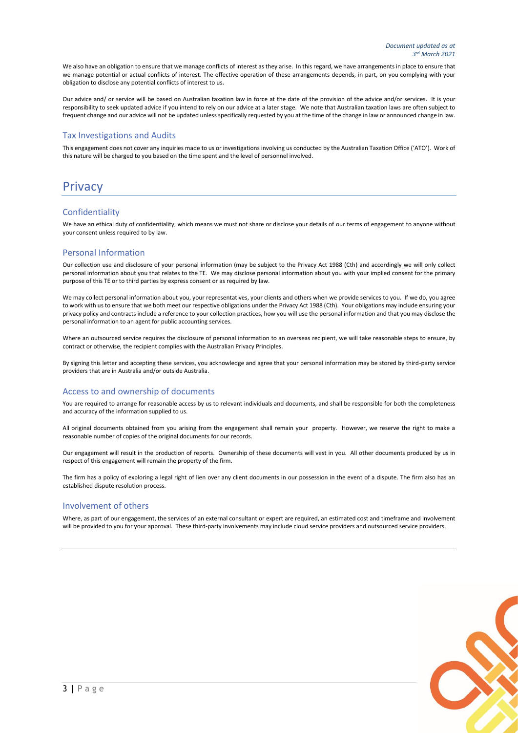We also have an obligation to ensure that we manage conflicts of interest as they arise. In this regard, we have arrangements in place to ensure that we manage potential or actual conflicts of interest. The effective operation of these arrangements depends, in part, on you complying with your obligation to disclose any potential conflicts of interest to us.

Our advice and/ or service will be based on Australian taxation law in force at the date of the provision of the advice and/or services. It is your responsibility to seek updated advice if you intend to rely on our advice at a later stage. We note that Australian taxation laws are often subject to frequent change and our advice will not be updated unless specifically requested by you at the time of the change in law or announced change in law.

### Tax Investigations and Audits

This engagement does not cover any inquiries made to us or investigations involving us conducted by the Australian Taxation Office ('ATO'). Work of this nature will be charged to you based on the time spent and the level of personnel involved.

## Privacy

### Confidentiality

We have an ethical duty of confidentiality, which means we must not share or disclose your details of our terms of engagement to anyone without your consent unless required to by law.

### Personal Information

Our collection use and disclosure of your personal information (may be subject to the Privacy Act 1988 (Cth) and accordingly we will only collect personal information about you that relates to the TE. We may disclose personal information about you with your implied consent for the primary purpose of this TE or to third parties by express consent or as required by law.

We may collect personal information about you, your representatives, your clients and others when we provide services to you. If we do, you agree to work with us to ensure that we both meet our respective obligations under the Privacy Act 1988 (Cth). Your obligations may include ensuring your privacy policy and contracts include a reference to your collection practices, how you will use the personal information and that you may disclose the personal information to an agent for public accounting services.

Where an outsourced service requires the disclosure of personal information to an overseas recipient, we will take reasonable steps to ensure, by contract or otherwise, the recipient complies with the Australian Privacy Principles.

By signing this letter and accepting these services, you acknowledge and agree that your personal information may be stored by third-party service providers that are in Australia and/or outside Australia.

### Access to and ownership of documents

You are required to arrange for reasonable access by us to relevant individuals and documents, and shall be responsible for both the completeness and accuracy of the information supplied to us.

All original documents obtained from you arising from the engagement shall remain your property. However, we reserve the right to make a reasonable number of copies of the original documents for our records.

Our engagement will result in the production of reports. Ownership of these documents will vest in you. All other documents produced by us in respect of this engagement will remain the property of the firm.

The firm has a policy of exploring a legal right of lien over any client documents in our possession in the event of a dispute. The firm also has an established dispute resolution process.

### Involvement of others

Where, as part of our engagement, the services of an external consultant or expert are required, an estimated cost and timeframe and involvement will be provided to you for your approval. These third-party involvements may include cloud service providers and outsourced service providers.